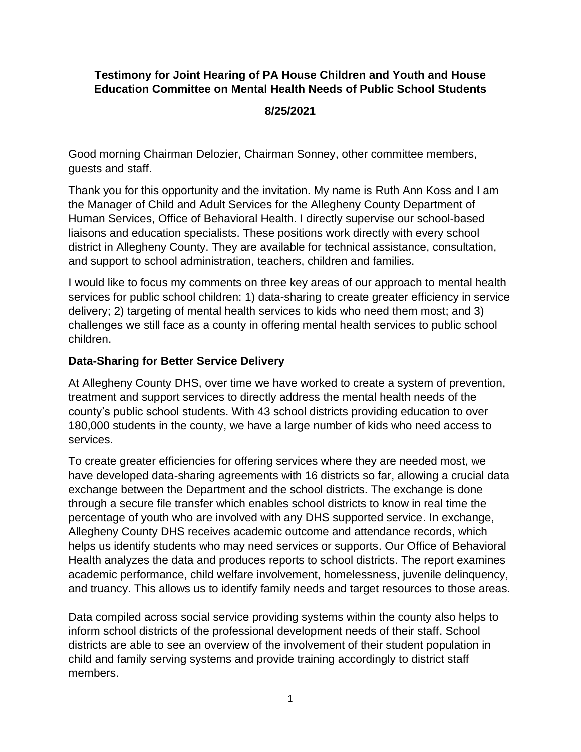**Testimony for Joint Hearing of PA House Children and Youth and House Education Committee on Mental Health Needs of Public School Students**

**8/25/2021**

Good morning Chairman Delozier, Chairman Sonney, other committee members, guests and staff.

Thank you for this opportunity and the invitation. My name is Ruth Ann Koss and I am the Manager of Child and Adult Services for the Allegheny County Department of Human Services, Office of Behavioral Health. I directly supervise our school-based liaisons and education specialists. These positions work directly with every school district in Allegheny County. They are available for technical assistance, consultation, and support to school administration, teachers, children and families.

I would like to focus my comments on three key areas of our approach to mental health services for public school children: 1) data-sharing to create greater efficiency in service delivery; 2) targeting of mental health services to kids who need them most; and 3) challenges we still face as a county in offering mental health services to public school children.

## Data-Sharing for Better Service Delivery

At Allegheny County DHS, over time we have worked to create a system of prevention, treatment and support services to directly address the mental health needs of the county's public school students. With 43 school districts providing education to over 180,000 students in the county, we have a large number of kids who need access to services.

To create greater efficiencies for offering services where they are needed most, we have developed data-sharing agreements with 16 districts so far, allowing a crucial data exchange between the Department and the school districts. The exchange is done through a secure file transfer which enables school districts to know in real time the percentage of youth who are involved with any DHS supported service. In exchange, Allegheny County DHS receives academic outcome and attendance records, which helps us identify students who may need services or supports. Our Office of Behavioral Health analyzes the data and produces reports to school districts. The report examines academic performance, child welfare involvement, homelessness, juvenile delinquency, and truancy. This allows us to identify family needs and target resources to those areas.

Data compiled across social service providing systems within the county also helps to inform school districts of the professional development needs of their staff. School districts are able to see an overview of the involvement of their student population in child and family serving systems and provide training accordingly to district staff members.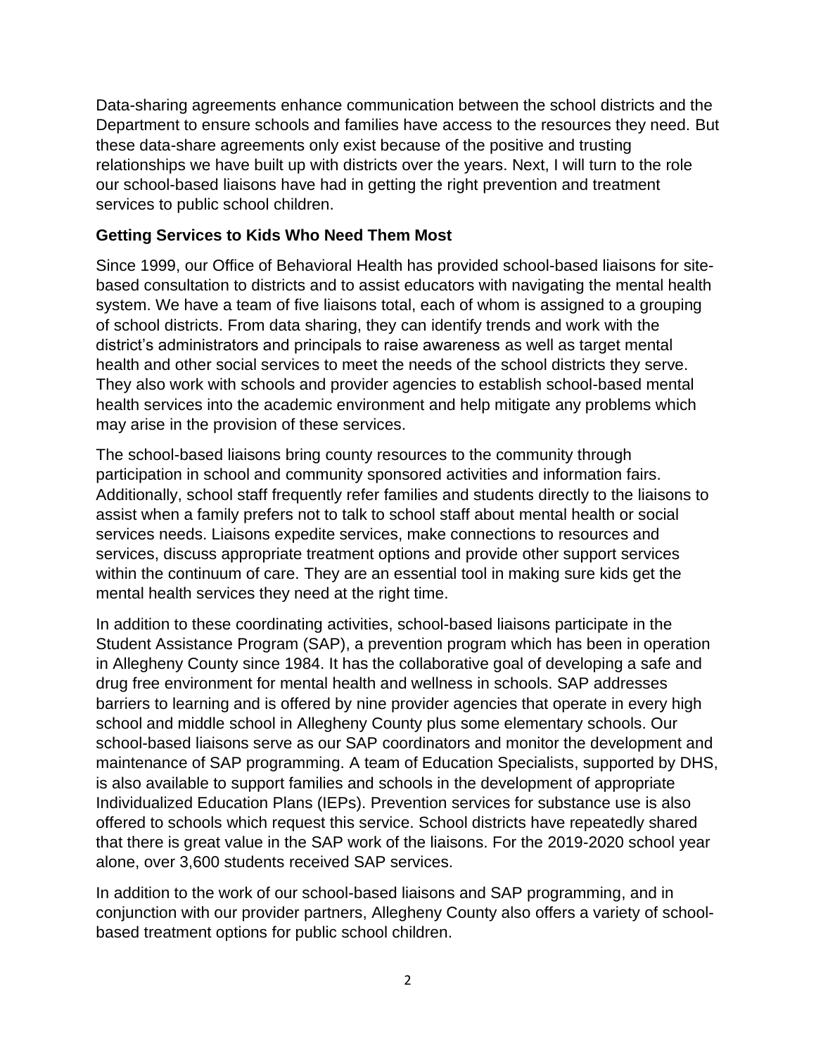Data-sharing agreements enhance communication between the school districts and the Department to ensure schools and families have access to the resources they need. But these data-share agreements only exist because of the positive and trusting relationships we have built up with districts over the years. Next, I will turn to the role our school-based liaisons have had in getting the right prevention and treatment services to public school children.

**Getting Services to Kids Who Need Them Most**

Since 1999, our Office of Behavioral Health has provided school-based liaisons for site-based consultation to districts and to assist educators with navigating the mental health system. We have a team of five liaisons total, each of whom is assigned to a grouping of school districts. From data sharing, they can identify trends and work with the district's administrators and principals to raise awareness as well as target mental health and other social services to meet the needs of the school districts they serve. They also work with schools and provider agencies to establish school-based mental health services into the academic environment and help mitigate any problems which may arise in the provision of these services.

The school-based liaisons bring county resources to the community through participation in school and community sponsored activities and information fairs. Additionally, school staff frequently refer families and students directly to the liaisons to assist when a family prefers not to talk to school staff about mental health or social services needs. Liaisons expedite services, make connections to resources and services, discuss appropriate treatment options and provide other support services within the continuum of care. They are an essential tool in making sure kids get the mental health services they need at the right time.

In addition to these coordinating activities, school-based liaisons participate in the Student Assistance Program (SAP), a prevention program which has been in operation in Allegheny County since 1984. It has the collaborative goal of developing a safe and drug free environment for mental health and wellness in schools. SAP addresses barriers to learning and is offered by nine provider agencies that operate in every high school and middle school in Allegheny County plus some elementary schools. Our school-based liaisons serve as our SAP coordinators and monitor the development and maintenance of SAP programming. A team of Education Specialists, supported by DHS, is also available to support families and schools in the development of appropriate Individualized Education Plans (IEPs). Prevention services for substance use is also offered to schools which request this service. School districts have repeatedly shared that there is great value in the SAP work of the liaisons. For the 2019-2020 school year alone, over 3,600 students received SAP services.

In addition to the work of our school-based liaisons and SAP programming, and in conjunction with our provider partners, Allegheny County also offers a variety of school-based treatment options for public school children.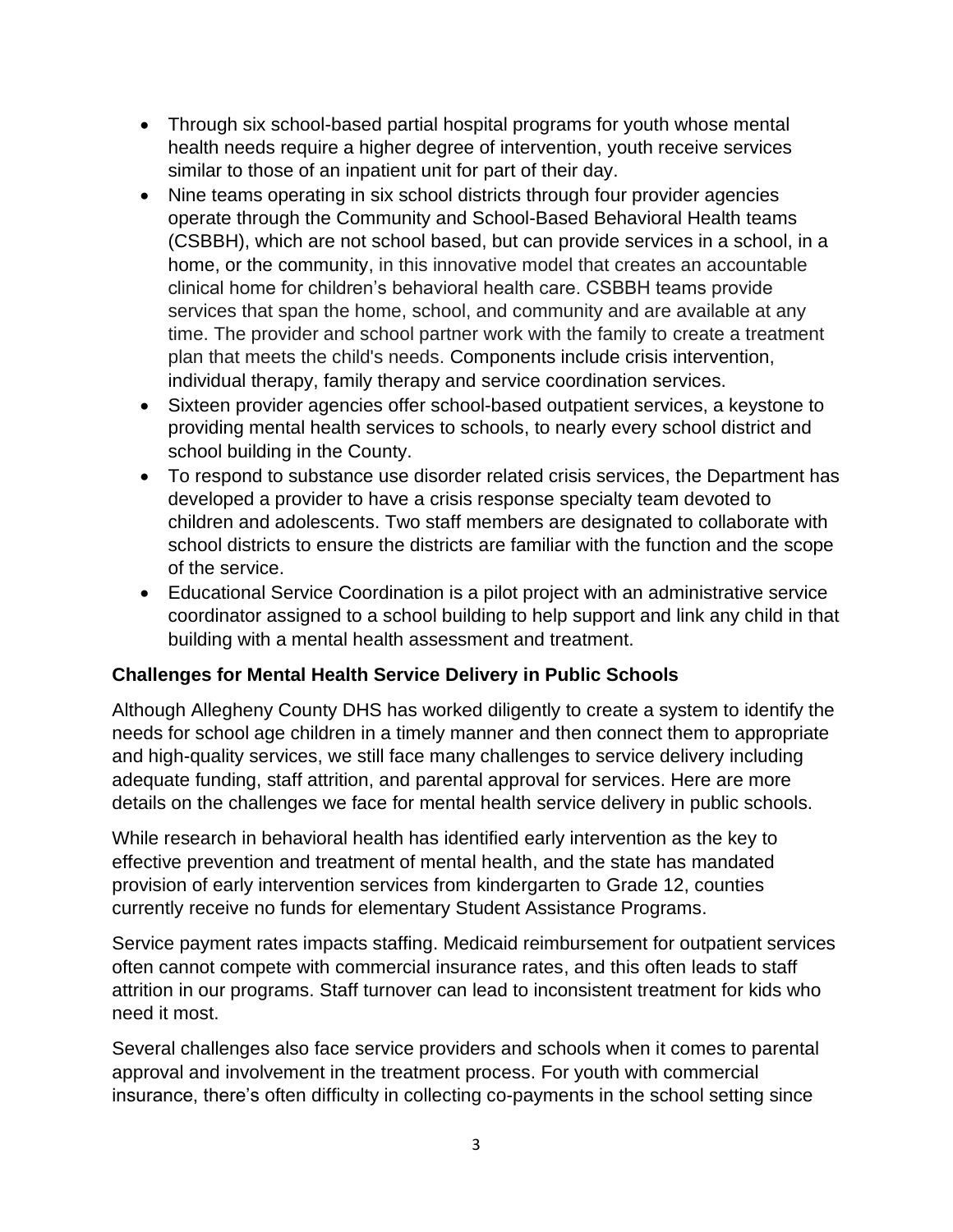- Through six school-based partial hospital programs for youth whose mental health needs require a higher degree of intervention, youth receive services similar to those of an inpatient unit for part of their day.
- Nine teams operating in six school districts through four provider agencies operate through the Community and School-Based Behavioral Health teams (CSBBH), which are not school based, but can provide services in a school, in a home, or the community, in this innovative model that creates an accountable clinical home for children's behavioral health care. CSBBH teams provide services that span the home, school, and community and are available at any time. The provider and school partner work with the family to create a treatment plan that meets the child's needs. Components include crisis intervention, individual therapy, family therapy and service coordination services.
- Sixteen provider agencies offer school-based outpatient services, a keystone to providing mental health services to schools, to nearly every school district and school building in the County.
- To respond to substance use disorder related crisis services, the Department has developed a provider to have a crisis response specialty team devoted to children and adolescents. Two staff members are designated to collaborate with school districts to ensure the districts are familiar with the function and the scope of the service.
- Educational Service Coordination is a pilot project with an administrative service coordinator assigned to a school building to help support and link any child in that building with a mental health assessment and treatment.

**Challenges for Mental Health Service Delivery in Public Schools**

Although Allegheny County DHS has worked diligently to create a system to identify the needs for school age children in a timely manner and then connect them to appropriate and high-quality services, we still face many challenges to service delivery including adequate funding, staff attrition, and parental approval for services. Here are more details on the challenges we face for mental health service delivery in public schools.

While research in behavioral health has identified early intervention as the key to effective prevention and treatment of mental health, and the state has mandated provision of early intervention services from kindergarten to Grade 12, counties currently receive no funds for elementary Student Assistance Programs.

Service payment rates impacts staffing. Medicaid reimbursement for outpatient services often cannot compete with commercial insurance rates, and this often leads to staff attrition in our programs. Staff turnover can lead to inconsistent treatment for kids who need it most.

Several challenges also face service providers and schools when it comes to parental approval and involvement in the treatment process. For youth with commercial insurance, there's often difficulty in collecting co-payments in the school setting since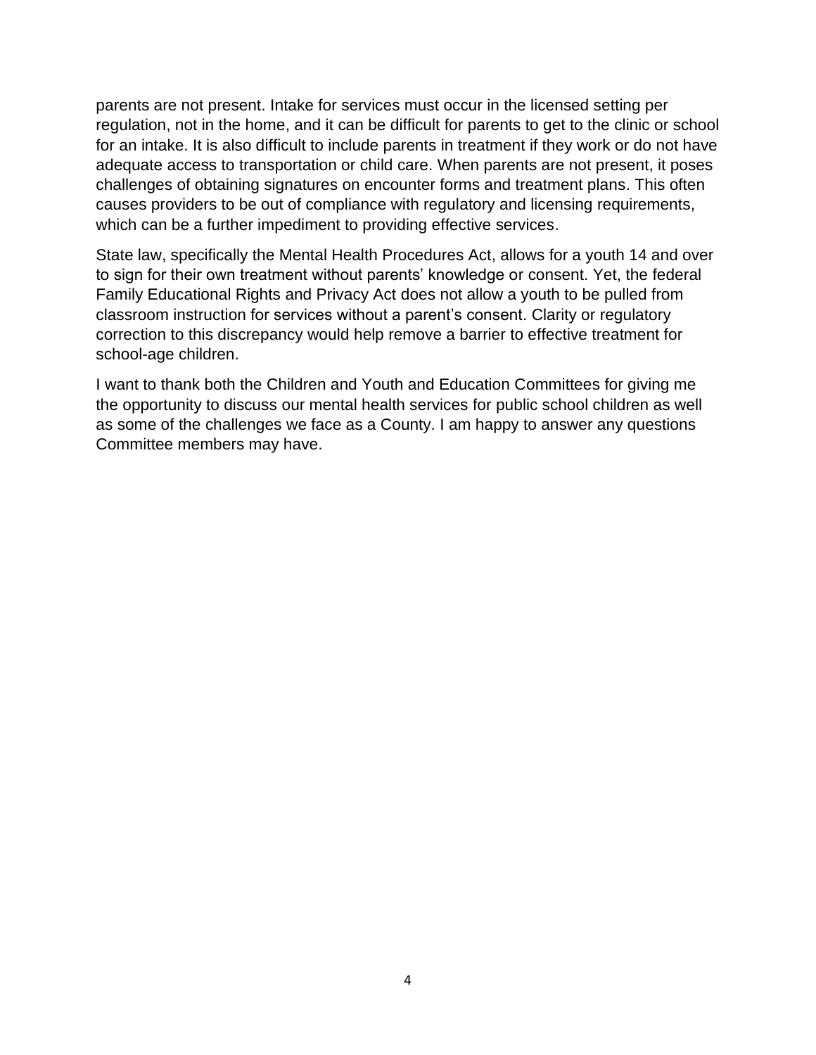parents are not present. Intake for services must occur in the licensed setting per regulation, not in the home, and it can be difficult for parents to get to the clinic or school for an intake. It is also difficult to include parents in treatment if they work or do not have adequate access to transportation or child care. When parents are not present, it poses challenges of obtaining signatures on encounter forms and treatment plans. This often causes providers to be out of compliance with regulatory and licensing requirements, which can be a further impediment to providing effective services.

State law, specifically the Mental Health Procedures Act, allows for a youth 14 and over to sign for their own treatment without parents' knowledge or consent. Yet, the federal Family Educational Rights and Privacy Act does not allow a youth to be pulled from classroom instruction for services without a parent's consent. Clarity or regulatory correction to this discrepancy would help remove a barrier to effective treatment for school-age children.

I want to thank both the Children and Youth and Education Committees for giving me the opportunity to discuss our mental health services for public school children as well as some of the challenges we face as a County. I am happy to answer any questions Committee members may have.